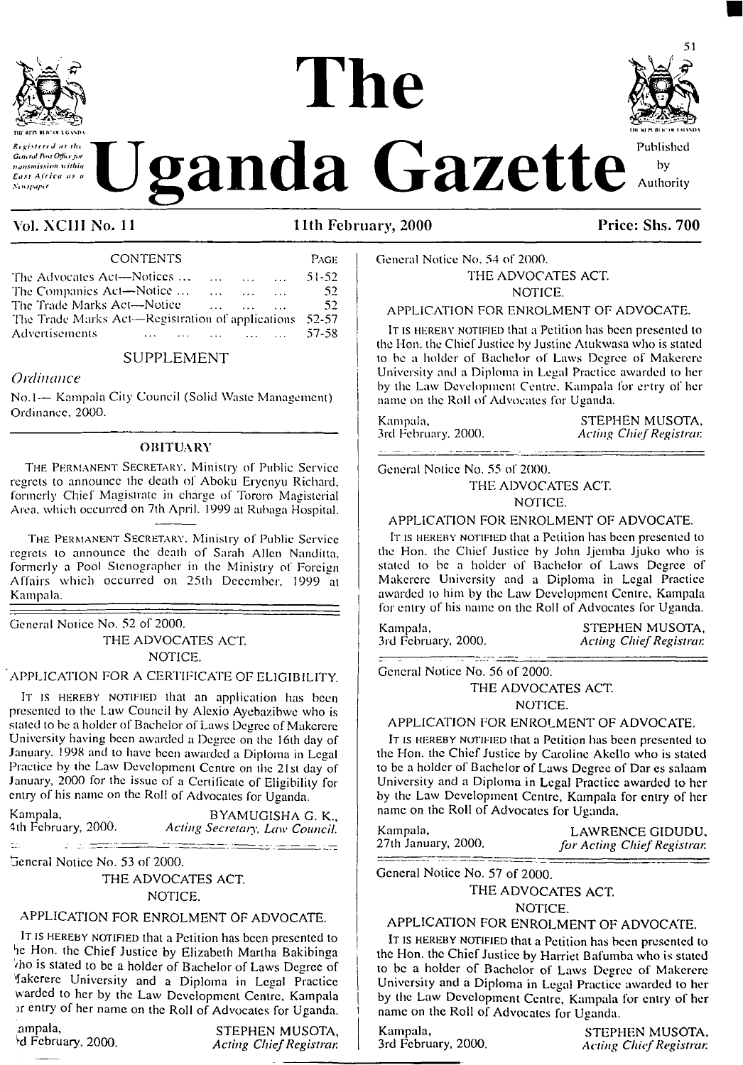# The Uganda Gazette

*Registered at the General Post Office for transmission within East Africa as a Newspaper*

Published by Authority

**Vol. XCIII No. 11** **11th February, 2000** **Price: Shs. 700**

| CONTENTS | PAGE |
|---|---|
| The Advocates Act—Notices ... | 51-52 |
| The Companies Act—Notice ... | 52 |
| The Trade Marks Act—Notice ... | 52 |
| The Trade Marks Act—Registration of applications | 52-57 |
| Advertisements ... | 57-58 |

## SUPPLEMENT

*Ordinance*

No. 1— Kampala City Council (Solid Waste Management) Ordinance, 2000.

## OBITUARY

THE PERMANENT SECRETARY, Ministry of Public Service regrets to announce the death of Aboku Eryenyu Richard, formerly Chief Magistrate in charge of Tororo Magisterial Area, which occurred on 7th April, 1999 at Rubaga Hospital.

THE PERMANENT SECRETARY, Ministry of Public Service regrets to announce the death of Sarah Allen Nanditta, formerly a Pool Stenographer in the Ministry of Foreign Affairs which occurred on 25th December, 1999 at Kampala.

---

General Notice No. 52 of 2000.

THE ADVOCATES ACT.

NOTICE.

APPLICATION FOR A CERTIFICATE OF ELIGIBILITY.

IT IS HEREBY NOTIFIED that an application has been presented to the Law Council by Alexio Ayebazibwe who is stated to be a holder of Bachelor of Laws Degree of Makerere University having been awarded a Degree on the 16th day of January, 1998 and to have been awarded a Diploma in Legal Practice by the Law Development Centre on the 21st day of January, 2000 for the issue of a Certificate of Eligibility for entry of his name on the Roll of Advocates for Uganda.

Kampala,
4th February, 2000.

BYAMUGISHA G. K.,
*Acting Secretary, Law Council.*

---

General Notice No. 53 of 2000.

THE ADVOCATES ACT.

NOTICE.

APPLICATION FOR ENROLMENT OF ADVOCATE.

IT IS HEREBY NOTIFIED that a Petition has been presented to the Hon. the Chief Justice by Elizabeth Martha Bakibinga who is stated to be a holder of Bachelor of Laws Degree of Makerere University and a Diploma in Legal Practice awarded to her by the Law Development Centre, Kampala for entry of her name on the Roll of Advocates for Uganda.

Kampala,
3rd February, 2000.

STEPHEN MUSOTA,
*Acting Chief Registrar.*

---

General Notice No. 54 of 2000.

THE ADVOCATES ACT.

NOTICE.

APPLICATION FOR ENROLMENT OF ADVOCATE.

IT IS HEREBY NOTIFIED that a Petition has been presented to the Hon. the Chief Justice by Justine Atukwasa who is stated to be a holder of Bachelor of Laws Degree of Makerere University and a Diploma in Legal Practice awarded to her by the Law Development Centre, Kampala for entry of her name on the Roll of Advocates for Uganda.

Kampala,
3rd February, 2000.

STEPHEN MUSOTA,
*Acting Chief Registrar.*

---

General Notice No. 55 of 2000.

THE ADVOCATES ACT.

NOTICE.

APPLICATION FOR ENROLMENT OF ADVOCATE.

IT IS HEREBY NOTIFIED that a Petition has been presented to the Hon. the Chief Justice by John Jjemba Jjuko who is stated to be a holder of Bachelor of Laws Degree of Makerere University and a Diploma in Legal Practice awarded to him by the Law Development Centre, Kampala for entry of his name on the Roll of Advocates for Uganda.

Kampala,
3rd February, 2000.

STEPHEN MUSOTA,
*Acting Chief Registrar.*

---

General Notice No. 56 of 2000.

THE ADVOCATES ACT.

NOTICE.

APPLICATION FOR ENROLMENT OF ADVOCATE.

IT IS HEREBY NOTIFIED that a Petition has been presented to the Hon. the Chief Justice by Caroline Akello who is stated to be a holder of Bachelor of Laws Degree of Dar es salaam University and a Diploma in Legal Practice awarded to her by the Law Development Centre, Kampala for entry of her name on the Roll of Advocates for Uganda.

Kampala,
27th January, 2000.

LAWRENCE GIDUDU,
*for Acting Chief Registrar.*

---

General Notice No. 57 of 2000.

THE ADVOCATES ACT.

NOTICE.

APPLICATION FOR ENROLMENT OF ADVOCATE.

IT IS HEREBY NOTIFIED that a Petition has been presented to the Hon. the Chief Justice by Harriet Bafumba who is stated to be a holder of Bachelor of Laws Degree of Makerere University and a Diploma in Legal Practice awarded to her by the Law Development Centre, Kampala for entry of her name on the Roll of Advocates for Uganda.

Kampala,
3rd February, 2000.

STEPHEN MUSOTA,
*Acting Chief Registrar.*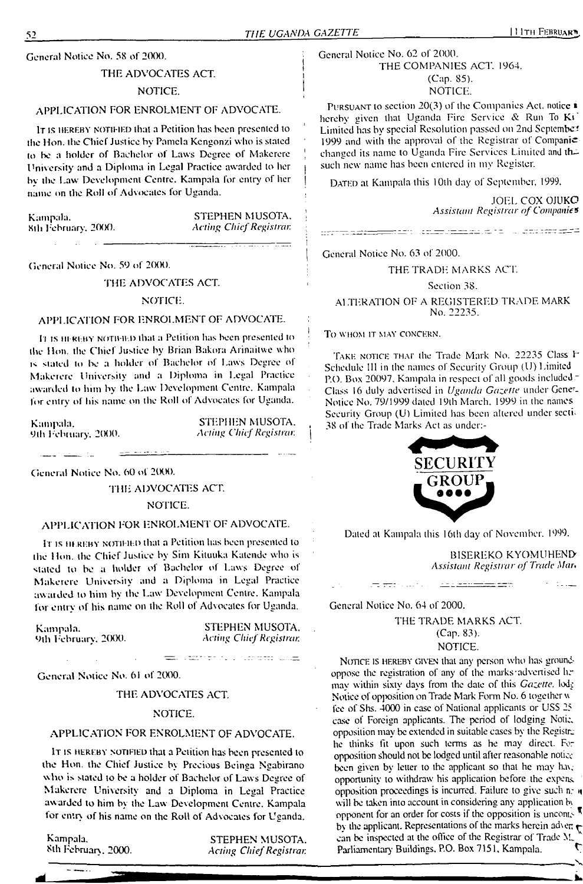General Notice No. 58 of 2000.

THE ADVOCATES ACT.

NOTICE.

APPLICATION FOR ENROLMENT OF ADVOCATE.

It is hereby notified that a Petition has been presented to the Hon. the Chief Justice by Pamela Kengonzi who is stated to be a holder of Bachelor of Laws Degree of Makerere University and a Diploma in Legal Practice awarded to her by the Law Development Centre, Kampala for entry of her name on the Roll of Advocates for Uganda.

Kampala,
8th February, 2000.

STEPHEN MUSOTA,
*Acting Chief Registrar.*

---

General Notice No. 59 of 2000.

THE ADVOCATES ACT.

NOTICE.

APPLICATION FOR ENROLMENT OF ADVOCATE.

It is hereby notified that a Petition has been presented to the Hon. the Chief Justice by Brian Bakora Arinaitwe who is stated to be a holder of Bachelor of Laws Degree of Makerere University and a Diploma in Legal Practice awarded to him by the Law Development Centre, Kampala for entry of his name on the Roll of Advocates for Uganda.

Kampala,
9th February, 2000.

STEPHEN MUSOTA,
*Acting Chief Registrar.*

---

General Notice No. 60 of 2000.

THE ADVOCATES ACT.

NOTICE.

APPLICATION FOR ENROLMENT OF ADVOCATE.

It is hereby notified that a Petition has been presented to the Hon. the Chief Justice by Sim Kituuka Katende who is stated to be a holder of Bachelor of Laws Degree of Makerere University and a Diploma in Legal Practice awarded to him by the Law Development Centre, Kampala for entry of his name on the Roll of Advocates for Uganda.

Kampala,
9th February, 2000.

STEPHEN MUSOTA,
*Acting Chief Registrar.*

---

General Notice No. 61 of 2000.

THE ADVOCATES ACT.

NOTICE.

APPLICATION FOR ENROLMENT OF ADVOCATE.

It is hereby notified that a Petition has been presented to the Hon. the Chief Justice by Precious Beinga Ngabirano who is stated to be a holder of Bachelor of Laws Degree of Makerere University and a Diploma in Legal Practice awarded to him by the Law Development Centre, Kampala for entry of his name on the Roll of Advocates for Uganda.

Kampala,
8th February, 2000.

STEPHEN MUSOTA,
*Acting Chief Registrar.*

---

General Notice No. 62 of 2000.

THE COMPANIES ACT, 1964.

(Cap. 85).

NOTICE.

Pursuant to section 20(3) of the Companies Act, notice is hereby given that Uganda Fire Service & Run To Ki Limited has by special Resolution passed on 2nd September 1999 and with the approval of the Registrar of Companies changed its name to Uganda Fire Services Limited and the such new name has been entered in my Register.

Dated at Kampala this 10th day of September, 1999.

JOEL COX OJUKO
*Assistant Registrar of Companies*

---

General Notice No. 63 of 2000.

THE TRADE MARKS ACT.

Section 38.

ALTERATION OF A REGISTERED TRADE MARK No. 22235.

To whom it may concern.

Take notice that the Trade Mark No. 22235 Class 1- Schedule III in the names of Security Group (U) Limited P.O. Box 20097, Kampala in respect of all goods included - Class 16 duly advertised in *Uganda Gazette* under General Notice No. 79/1999 dated 19th March, 1999 in the names Security Group (U) Limited has been altered under section 38 of the Trade Marks Act as under:-

SECURITY GROUP

Dated at Kampala this 16th day of November, 1999.

BISEREKO KYOMUHENDO
*Assistant Registrar of Trade Marks*

---

General Notice No. 64 of 2000.

THE TRADE MARKS ACT.

(Cap. 83).

NOTICE.

Notice is hereby given that any person who has grounds to oppose the registration of any of the marks advertised herein may within sixty days from the date of this *Gazette*, lodge a Notice of opposition on Trade Mark Form No. 6 together with a fee of Shs. 4000 in case of National applicants or US$ 25 in case of Foreign applicants. The period of lodging Notice of opposition may be extended in suitable cases by the Registrar as he thinks fit upon such terms as he may direct. Formal opposition should not be lodged until after reasonable notice has been given by letter to the applicant so that he may have an opportunity to withdraw his application before the expense of opposition proceedings is incurred. Failure to give such notice will be taken into account in considering any application by an opponent for an order for costs if the opposition is uncontested by the applicant. Representations of the marks herein advertised can be inspected at the office of the Registrar of Trade Marks, Parliamentary Buildings, P.O. Box 7151, Kampala.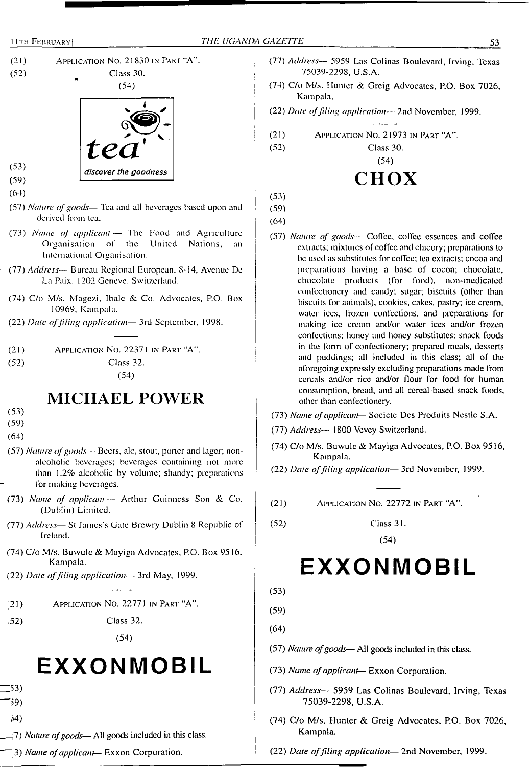(21) APPLICATION NO. 21830 IN PART "A".

(52) Class 30.

(54)

tea

discover the goodness

(53)

(59)

(64)

(57) *Nature of goods*— Tea and all beverages based upon and derived from tea.

(73) *Name of applicant* — The Food and Agriculture Organisation of the United Nations, an International Organisation.

(77) *Address*— Bureau Regional European, 8-14, Avenue De La Paix, 1202 Geneve, Switzerland.

(74) C/o M/s. Magezi, Ibale & Co. Advocates, P.O. Box 10969, Kampala.

(22) *Date of filing application*— 3rd September, 1998.

---

(21) APPLICATION NO. 22371 IN PART "A".

(52) Class 32.

(54)

## MICHAEL POWER

(53)

(59)

(64)

(57) *Nature of goods*— Beers, ale, stout, porter and lager; non-alcoholic beverages; beverages containing not more than 1.2% alcoholic by volume; shandy; preparations for making beverages.

(73) *Name of applicant* — Arthur Guinness Son & Co. (Dublin) Limited.

(77) *Address*— St James's Gate Brewry Dublin 8 Republic of Ireland.

(74) C/o M/s. Buwule & Mayiga Advocates, P.O. Box 9516, Kampala.

(22) *Date of filing application*— 3rd May, 1999.

---

(21) APPLICATION NO. 22771 IN PART "A".

(52) Class 32.

(54)

## EXXONMOBIL

(53)

(59)

(64)

(57) *Nature of goods*— All goods included in this class.

(73) *Name of applicant*— Exxon Corporation.

(77) *Address*— 5959 Las Colinas Boulevard, Irving, Texas 75039-2298, U.S.A.

(74) C/o M/s. Hunter & Greig Advocates, P.O. Box 7026, Kampala.

(22) *Date of filing application*— 2nd November, 1999.

---

(21) APPLICATION NO. 21973 IN PART "A".

(52) Class 30.

(54)

## CHOX

(53)

(59)

(64)

(57) *Nature of goods*— Coffee, coffee essences and coffee extracts; mixtures of coffee and chicory; preparations to be used as substitutes for coffee; tea extracts; cocoa and preparations having a base of cocoa; chocolate, chocolate products (for food), non-medicated confectionery and candy; sugar; biscuits (other than biscuits for animals), cookies, cakes, pastry; ice cream, water ices, frozen confections, and preparations for making ice cream and/or water ices and/or frozen confections; honey and honey substitutes; snack foods in the form of confectionery; prepared meals, desserts and puddings; all included in this class; all of the aforegoing expressly excluding preparations made from cereals and/or rice and/or flour for food for human consumption, bread, and all cereal-based snack foods, other than confectionery.

(73) *Name of applicant*— Societe Des Produits Nestle S.A.

(77) *Address*— 1800 Vevey Switzerland.

(74) C/o M/s. Buwule & Mayiga Advocates, P.O. Box 9516, Kampala.

(22) *Date of filing application*— 3rd November, 1999.

---

(21) APPLICATION NO. 22772 IN PART "A".

(52) Class 31.

(54)

## EXXONMOBIL

(53)

(59)

(64)

(57) *Nature of goods*— All goods included in this class.

(73) *Name of applicant*— Exxon Corporation.

(77) *Address*— 5959 Las Colinas Boulevard, Irving, Texas 75039-2298, U.S.A.

(74) C/o M/s. Hunter & Greig Advocates, P.O. Box 7026, Kampala.

(22) *Date of filing application*— 2nd November, 1999.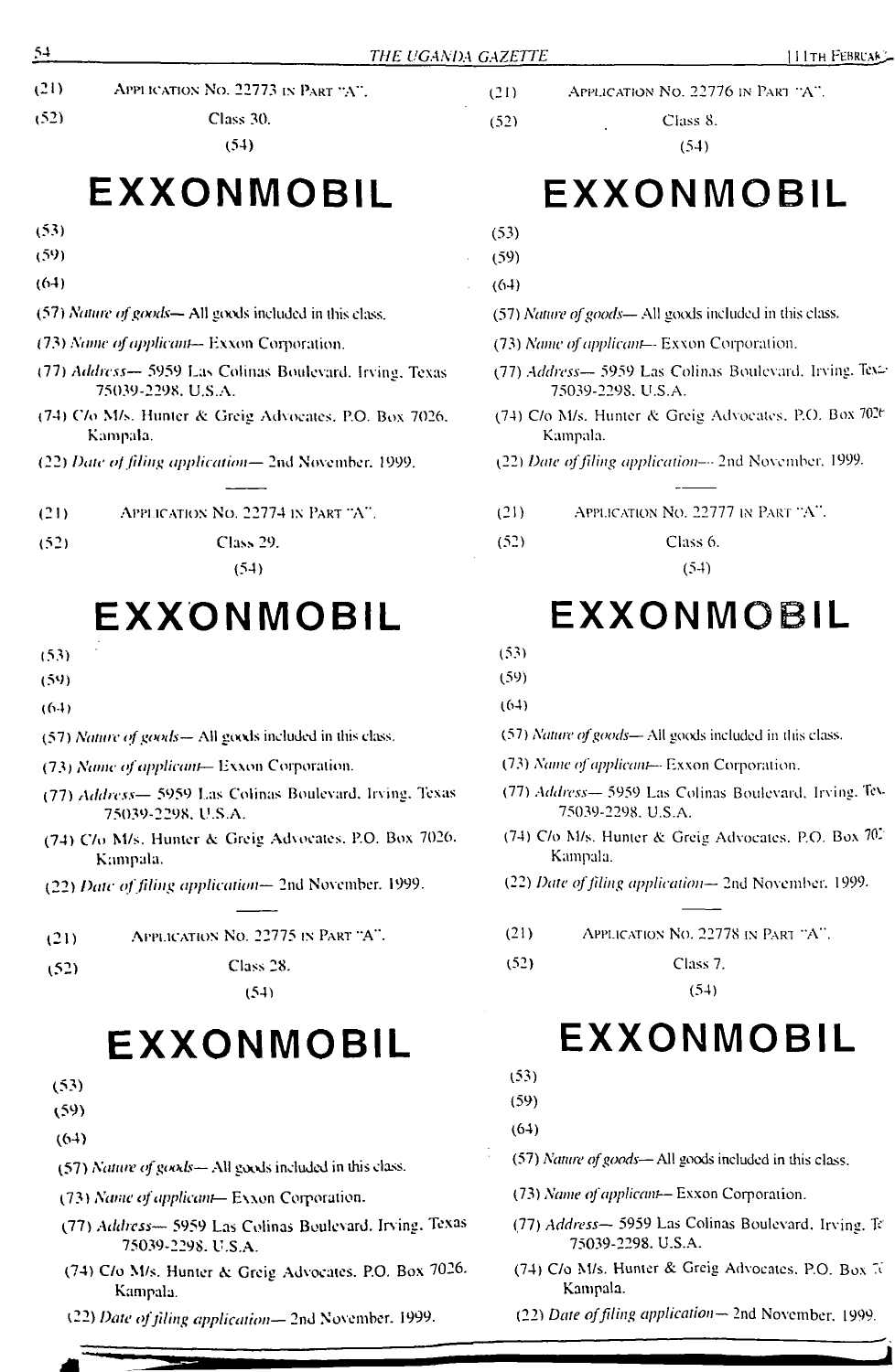(21) Application No. 22773 in Part "A".

(52) Class 30.

(54)

# EXXONMOBIL

(53)

(59)

(64)

(57) *Nature of goods*— All goods included in this class.

(73) *Name of applicant*— Exxon Corporation.

(77) *Address*— 5959 Las Colinas Boulevard, Irving, Texas 75039-2298, U.S.A.

(74) C/o M/s. Hunter & Greig Advocates, P.O. Box 7026, Kampala.

(22) *Date of filing application*— 2nd November, 1999.

---

(21) Application No. 22774 in Part "A".

(52) Class 29.

(54)

# EXXONMOBIL

(53)

(59)

(64)

(57) *Nature of goods*— All goods included in this class.

(73) *Name of applicant*— Exxon Corporation.

(77) *Address*— 5959 Las Colinas Boulevard, Irving, Texas 75039-2298, U.S.A.

(74) C/o M/s. Hunter & Greig Advocates, P.O. Box 7026, Kampala.

(22) *Date of filing application*— 2nd November, 1999.

---

(21) Application No. 22775 in Part "A".

(52) Class 28.

(54)

# EXXONMOBIL

(53)

(59)

(64)

(57) *Nature of goods*— All goods included in this class.

(73) *Name of applicant*— Exxon Corporation.

(77) *Address*— 5959 Las Colinas Boulevard, Irving, Texas 75039-2298, U.S.A.

(74) C/o M/s. Hunter & Greig Advocates, P.O. Box 7026, Kampala.

(22) *Date of filing application*— 2nd November, 1999.

---

(21) Application No. 22776 in Part "A".

(52) Class 8.

(54)

# EXXONMOBIL

(53)

(59)

(64)

(57) *Nature of goods*— All goods included in this class.

(73) *Name of applicant*— Exxon Corporation.

(77) *Address*— 5959 Las Colinas Boulevard, Irving, Texas 75039-2298, U.S.A.

(74) C/o M/s. Hunter & Greig Advocates, P.O. Box 7026, Kampala.

(22) *Date of filing application*— 2nd November, 1999.

---

(21) Application No. 22777 in Part "A".

(52) Class 6.

(54)

# EXXONMOBIL

(53)

(59)

(64)

(57) *Nature of goods*— All goods included in this class.

(73) *Name of applicant*— Exxon Corporation.

(77) *Address*— 5959 Las Colinas Boulevard, Irving, Texas 75039-2298, U.S.A.

(74) C/o M/s. Hunter & Greig Advocates, P.O. Box 7026, Kampala.

(22) *Date of filing application*— 2nd November, 1999.

---

(21) Application No. 22778 in Part "A".

(52) Class 7.

(54)

# EXXONMOBIL

(53)

(59)

(64)

(57) *Nature of goods*— All goods included in this class.

(73) *Name of applicant*— Exxon Corporation.

(77) *Address*— 5959 Las Colinas Boulevard, Irving, Texas 75039-2298, U.S.A.

(74) C/o M/s. Hunter & Greig Advocates, P.O. Box 7026, Kampala.

(22) *Date of filing application*— 2nd November, 1999.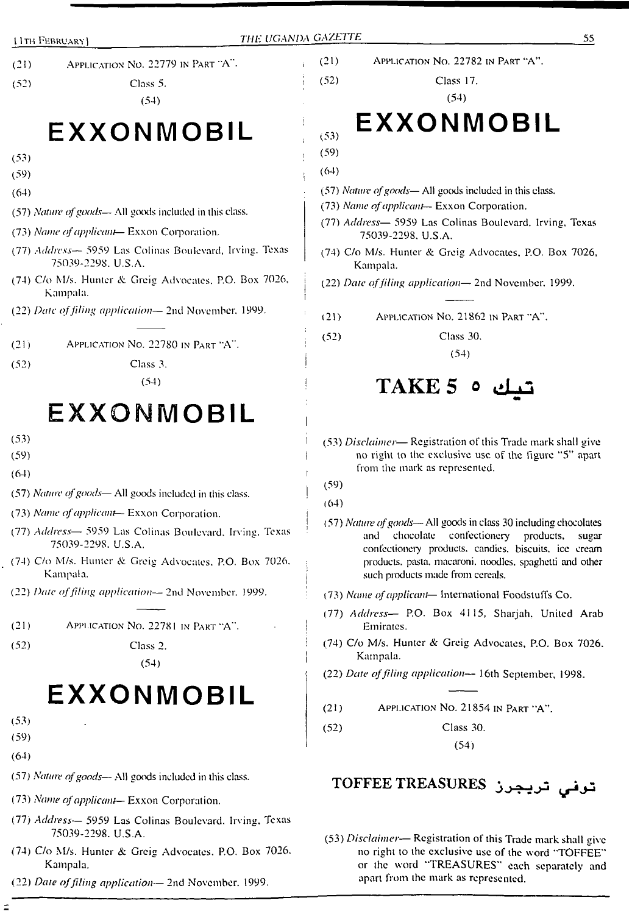(21) APPLICATION NO. 22779 IN PART "A".

(52) Class 5.

(54)

# EXXONMOBIL

(53)

(59)

(64)

(57) *Nature of goods*— All goods included in this class.

(73) *Name of applicant*— Exxon Corporation.

(77) *Address*— 5959 Las Colinas Boulevard, Irving, Texas 75039-2298, U.S.A.

(74) C/o M/s. Hunter & Greig Advocates, P.O. Box 7026, Kampala.

(22) *Date of filing application*— 2nd November, 1999.

---

(21) APPLICATION NO. 22780 IN PART "A".

(52) Class 3.

(54)

# EXXONMOBIL

(53)

(59)

(64)

(57) *Nature of goods*— All goods included in this class.

(73) *Name of applicant*— Exxon Corporation.

(77) *Address*— 5959 Las Colinas Boulevard, Irving, Texas 75039-2298, U.S.A.

(74) C/o M/s. Hunter & Greig Advocates, P.O. Box 7026, Kampala.

(22) *Date of filing application*— 2nd November, 1999.

---

(21) APPLICATION NO. 22781 IN PART "A".

(52) Class 2.

(54)

# EXXONMOBIL

(53)

(59)

(64)

(57) *Nature of goods*— All goods included in this class.

(73) *Name of applicant*— Exxon Corporation.

(77) *Address*— 5959 Las Colinas Boulevard, Irving, Texas 75039-2298, U.S.A.

(74) C/o M/s. Hunter & Greig Advocates, P.O. Box 7026, Kampala.

(22) *Date of filing application*— 2nd November, 1999.

---

(21) APPLICATION NO. 22782 IN PART "A".

(52) Class 17.

(54)

# EXXONMOBIL

(53)

(59)

(64)

(57) *Nature of goods*— All goods included in this class.

(73) *Name of applicant*— Exxon Corporation.

(77) *Address*— 5959 Las Colinas Boulevard, Irving, Texas 75039-2298, U.S.A.

(74) C/o M/s. Hunter & Greig Advocates, P.O. Box 7026, Kampala.

(22) *Date of filing application*— 2nd November, 1999.

---

(21) APPLICATION NO. 21862 IN PART "A".

(52) Class 30.

(54)

# TAKE 5 ٥ تيك

(53) *Disclaimer*— Registration of this Trade mark shall give no right to the exclusive use of the figure "5" apart from the mark as represented.

(59)

(64)

(57) *Nature of goods*— All goods in class 30 including chocolates and chocolate confectionery products, sugar confectionery products, candies, biscuits, ice cream products, pasta, macaroni, noodles, spaghetti and other such products made from cereals.

(73) *Name of applicant*— International Foodstuffs Co.

(77) *Address*— P.O. Box 4115, Sharjah, United Arab Emirates.

(74) C/o M/s. Hunter & Greig Advocates, P.O. Box 7026, Kampala.

(22) *Date of filing application*— 16th September, 1998.

---

(21) APPLICATION NO. 21854 IN PART "A".

(52) Class 30.

(54)

# TOFFEE TREASURES توفي تريجرز

(53) *Disclaimer*— Registration of this Trade mark shall give no right to the exclusive use of the word "TOFFEE" or the word "TREASURES" each separately and apart from the mark as represented.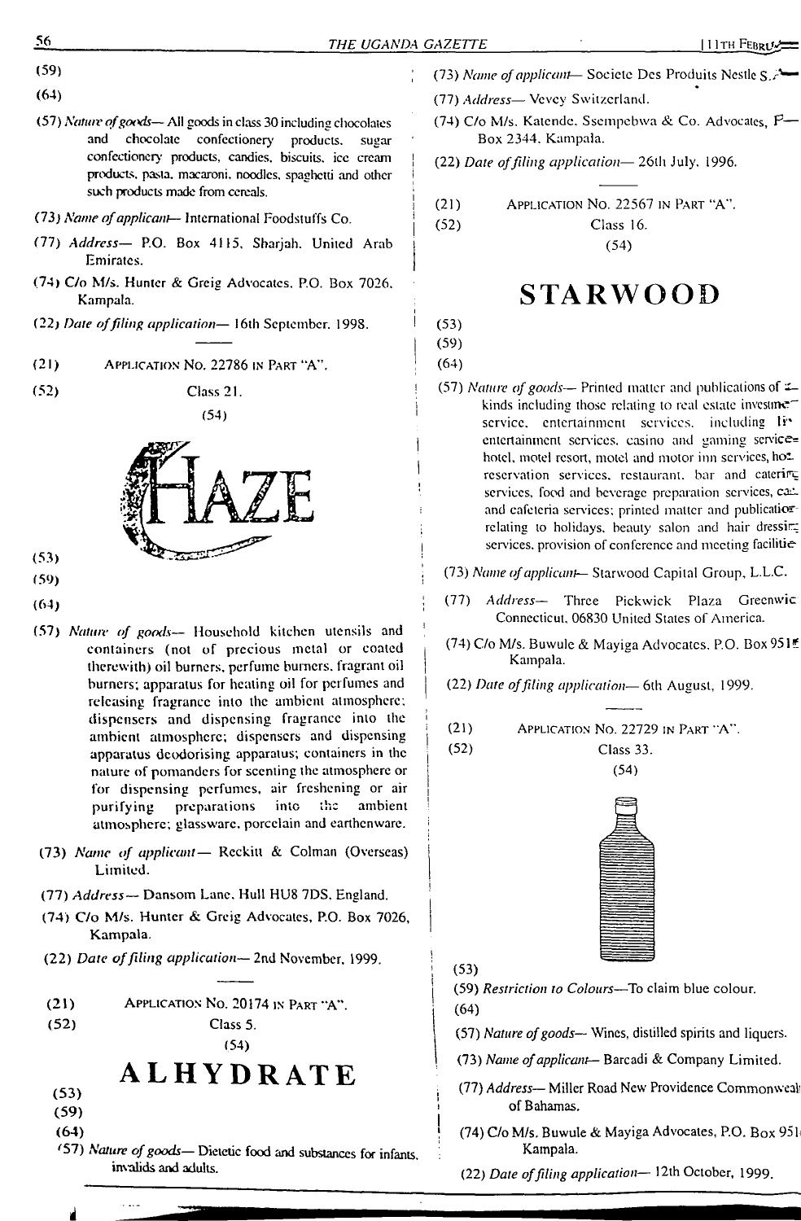(59)

(64)

(57) *Nature of goods*— All goods in class 30 including chocolates and chocolate confectionery products, sugar confectionery products, candies, biscuits, ice cream products, pasta, macaroni, noodles, spaghetti and other such products made from cereals.

(73) *Name of applicant*— International Foodstuffs Co.

(77) *Address*— P.O. Box 4115, Sharjah, United Arab Emirates.

(74) C/o M/s. Hunter & Greig Advocates, P.O. Box 7026, Kampala.

(22) *Date of filing application*— 16th September, 1998.

---

(21) APPLICATION NO. 22786 IN PART "A".

(52) Class 21.

(54)

HAZE

(53)

(59)

(64)

(57) *Nature of goods*— Household kitchen utensils and containers (not of precious metal or coated therewith) oil burners, perfume burners, fragrant oil burners; apparatus for heating oil for perfumes and releasing fragrance into the ambient atmosphere; dispensers and dispensing fragrance into the ambient atmosphere; dispensers and dispensing apparatus deodorising apparatus; containers in the nature of pomanders for scenting the atmosphere or for dispensing perfumes, air freshening or air purifying preparations into the ambient atmosphere; glassware, porcelain and earthenware.

(73) *Name of applicant*— Reckitt & Colman (Overseas) Limited.

(77) *Address*— Dansom Lane, Hull HU8 7DS, England.

(74) C/o M/s. Hunter & Greig Advocates, P.O. Box 7026, Kampala.

(22) *Date of filing application*— 2nd November, 1999.

---

(21) APPLICATION NO. 20174 IN PART "A".

(52) Class 5.

(54)

ALHYDRATE

(53)

(59)

(64)

(57) *Nature of goods*— Dietetic food and substances for infants, invalids and adults.

(73) *Name of applicant*— Societe Des Produits Nestle S.A.

(77) *Address*— Vevey Switzerland.

(74) C/o M/s. Katende, Ssempebwa & Co. Advocates, P.O. Box 2344, Kampala.

(22) *Date of filing application*— 26th July, 1996.

---

(21) APPLICATION NO. 22567 IN PART "A".

(52) Class 16.

(54)

STARWOOD

(53)

(59)

(64)

(57) *Nature of goods*— Printed matter and publications of all kinds including those relating to real estate investment service, entertainment services, including live entertainment services, casino and gaming services, hotel, motel resort, motel and motor inn services, hotel reservation services, restaurant, bar and catering services, food and beverage preparation services, cafe and cafeteria services; printed matter and publications relating to holidays, beauty salon and hair dressing services, provision of conference and meeting facilities.

(73) *Name of applicant*— Starwood Capital Group, L.L.C.

(77) *Address*— Three Pickwick Plaza Greenwich Connecticut, 06830 United States of America.

(74) C/o M/s. Buwule & Mayiga Advocates, P.O. Box 951, Kampala.

(22) *Date of filing application*— 6th August, 1999.

---

(21) APPLICATION NO. 22729 IN PART "A".

(52) Class 33.

(54)

(53)

(59) *Restriction to Colours*—To claim blue colour.

(64)

(57) *Nature of goods*— Wines, distilled spirits and liquers.

(73) *Name of applicant*— Barcadi & Company Limited.

(77) *Address*— Miller Road New Providence Commonwealth of Bahamas.

(74) C/o M/s. Buwule & Mayiga Advocates, P.O. Box 951, Kampala.

(22) *Date of filing application*— 12th October, 1999.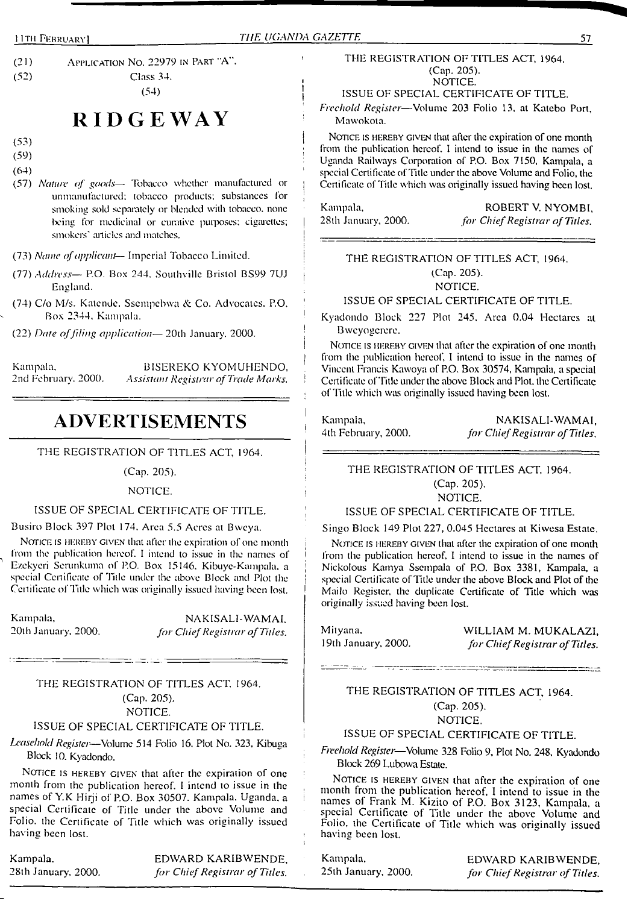(21) APPLICATION NO. 22979 IN PART "A".

(52) Class 34.

(54)

# RIDGEWAY

(53)

(59)

(64)

(57) *Nature of goods*— Tobacco whether manufactured or unmanufactured; tobacco products; substances for smoking sold separately or blended with tobacco, none being for medicinal or curative purposes; cigarettes; smokers' articles and matches.

(73) *Name of applicant*— Imperial Tobacco Limited.

(77) *Address*— P.O. Box 244, Southville Bristol BS99 7UJ England.

(74) C/o M/s. Katende, Ssempebwa & Co. Advocates, P.O. Box 2344, Kampala.

(22) *Date of filing application*— 20th January, 2000.

Kampala, 2nd February, 2000. BISEREKO KYOMUHENDO, *Assistant Registrar of Trade Marks.*

# ADVERTISEMENTS

THE REGISTRATION OF TITLES ACT, 1964.

(Cap. 205).

NOTICE.

ISSUE OF SPECIAL CERTIFICATE OF TITLE.

Busiro Block 397 Plot 174, Area 5.5 Acres at Bweya.

NOTICE IS HEREBY GIVEN that after the expiration of one month from the publication hereof. I intend to issue in the names of Ezekyeri Serunkuma of P.O. Box 15146, Kibuye-Kampala, a special Certificate of Title under the above Block and Plot the Certificate of Title which was originally issued having been lost.

Kampala, 20th January, 2000. NAKISALI-WAMAI, *for Chief Registrar of Titles.*

---

THE REGISTRATION OF TITLES ACT, 1964.

(Cap. 205).

NOTICE.

ISSUE OF SPECIAL CERTIFICATE OF TITLE.

*Leasehold Register*—Volume 514 Folio 16, Plot No. 323, Kibuga Block 10, Kyadondo.

NOTICE IS HEREBY GIVEN that after the expiration of one month from the publication hereof. I intend to issue in the names of Y.K Hirji of P.O. Box 30507, Kampala, Uganda, a special Certificate of Title under the above Volume and Folio, the Certificate of Title which was originally issued having been lost.

Kampala, 28th January, 2000. EDWARD KARIBWENDE, *for Chief Registrar of Titles.*

---

THE REGISTRATION OF TITLES ACT, 1964.

(Cap. 205).

NOTICE.

ISSUE OF SPECIAL CERTIFICATE OF TITLE.

*Freehold Register*—Volume 203 Folio 13, at Katebo Port, Mawokota.

NOTICE IS HEREBY GIVEN that after the expiration of one month from the publication hereof, I intend to issue in the names of Uganda Railways Corporation of P.O. Box 7150, Kampala, a special Certificate of Title under the above Volume and Folio, the Certificate of Title which was originally issued having been lost.

Kampala, 28th January, 2000. ROBERT V. NYOMBI, *for Chief Registrar of Titles.*

---

THE REGISTRATION OF TITLES ACT, 1964.

(Cap. 205).

NOTICE.

ISSUE OF SPECIAL CERTIFICATE OF TITLE.

Kyadondo Block 227 Plot 245, Area 0.04 Hectares at Bweyogerere.

NOTICE IS HEREBY GIVEN that after the expiration of one month from the publication hereof, I intend to issue in the names of Vincent Francis Kawoya of P.O. Box 30574, Kampala, a special Certificate of Title under the above Block and Plot, the Certificate of Title which was originally issued having been lost.

Kampala, 4th February, 2000. NAKISALI-WAMAI, *for Chief Registrar of Titles.*

---

THE REGISTRATION OF TITLES ACT, 1964.

(Cap. 205).

NOTICE.

ISSUE OF SPECIAL CERTIFICATE OF TITLE.

Singo Block 149 Plot 227, 0.045 Hectares at Kiwesa Estate.

NOTICE IS HEREBY GIVEN that after the expiration of one month from the publication hereof, I intend to issue in the names of Nickolous Kamya Ssempala of P.O. Box 3381, Kampala, a special Certificate of Title under the above Block and Plot of the Mailo Register, the duplicate Certificate of Title which was originally issued having been lost.

Mityana, 19th January, 2000. WILLIAM M. MUKALAZI, *for Chief Registrar of Titles.*

---

THE REGISTRATION OF TITLES ACT, 1964.

(Cap. 205).

NOTICE.

ISSUE OF SPECIAL CERTIFICATE OF TITLE.

*Freehold Register*—Volume 328 Folio 9, Plot No. 248, Kyadondo Block 269 Lubowa Estate.

NOTICE IS HEREBY GIVEN that after the expiration of one month from the publication hereof, I intend to issue in the names of Frank M. Kizito of P.O. Box 3123, Kampala, a special Certificate of Title under the above Volume and Folio, the Certificate of Title which was originally issued having been lost.

Kampala, 25th January, 2000. EDWARD KARIBWENDE, *for Chief Registrar of Titles.*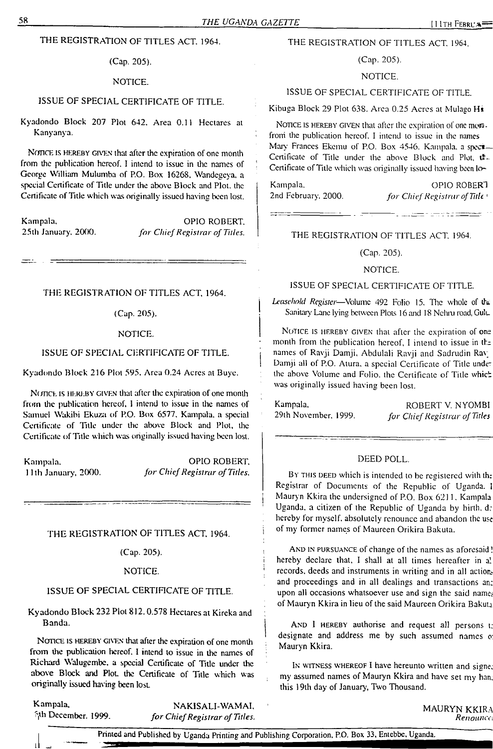THE REGISTRATION OF TITLES ACT, 1964.

(Cap. 205).

NOTICE.

ISSUE OF SPECIAL CERTIFICATE OF TITLE.

Kyadondo Block 207 Plot 642, Area 0.11 Hectares at Kanyanya.

NOTICE IS HEREBY GIVEN that after the expiration of one month from the publication hereof, I intend to issue in the names of George William Mulumba of P.O. Box 16268, Wandegeya, a special Certificate of Title under the above Block and Plot, the Certificate of Title which was originally issued having been lost.

Kampala, 25th January, 2000.

OPIO ROBERT, *for Chief Registrar of Titles.*

---

THE REGISTRATION OF TITLES ACT, 1964.

(Cap. 205).

NOTICE.

ISSUE OF SPECIAL CERTIFICATE OF TITLE.

Kyadondo Block 216 Plot 595, Area 0.24 Acres at Buye.

NOTICE IS HEREBY GIVEN that after the expiration of one month from the publication hereof, I intend to issue in the names of Samuel Wakibi Ekuza of P.O. Box 6577, Kampala, a special Certificate of Title under the above Block and Plot, the Certificate of Title which was originally issued having been lost.

Kampala, 11th January, 2000.

OPIO ROBERT, *for Chief Registrar of Titles.*

---

THE REGISTRATION OF TITLES ACT, 1964.

(Cap. 205).

NOTICE.

ISSUE OF SPECIAL CERTIFICATE OF TITLE.

Kyadondo Block 232 Plot 812, 0.578 Hectares at Kireka and Banda.

NOTICE IS HEREBY GIVEN that after the expiration of one month from the publication hereof, I intend to issue in the names of Richard Walugembe, a special Certificate of Title under the above Block and Plot, the Certificate of Title which was originally issued having been lost.

Kampala, 9th December, 1999.

NAKISALI-WAMAI, *for Chief Registrar of Titles.*

---

THE REGISTRATION OF TITLES ACT, 1964.

(Cap. 205).

NOTICE.

ISSUE OF SPECIAL CERTIFICATE OF TITLE.

Kibuga Block 29 Plot 638, Area 0.25 Acres at Mulago Hi

NOTICE IS HEREBY GIVEN that after the expiration of one mon- from the publication hereof, I intend to issue in the names Mary Frances Ekemu of P.O. Box 4546, Kampala, a speci- Certificate of Title under the above Block and Plot, the Certificate of Title which was originally issued having been lo-

Kampala, 2nd February, 2000.

OPIO ROBERT *for Chief Registrar of Title*

---

THE REGISTRATION OF TITLES ACT, 1964.

(Cap. 205).

NOTICE.

ISSUE OF SPECIAL CERTIFICATE OF TITLE.

*Leasehold Register*—Volume 492 Folio 15. The whole of the Sanitary Lane lying between Plots 16 and 18 Nehru road, Gulu.

NOTICE IS HEREBY GIVEN that after the expiration of one month from the publication hereof, I intend to issue in the names of Ravji Damji, Abdulali Ravji and Sadrudin Ravji Damji all of P.O. Atura, a special Certificate of Title under the above Volume and Folio, the Certificate of Title which was originally issued having been lost.

Kampala, 29th November, 1999.

ROBERT V. NYOMBI *for Chief Registrar of Titles*

---

DEED POLL.

BY THIS DEED which is intended to be registered with the Registrar of Documents of the Republic of Uganda, I Mauryn Kkira the undersigned of P.O. Box 6211, Kampala Uganda, a citizen of the Republic of Uganda by birth, do hereby for myself, absolutely renounce and abandon the use of my former names of Maureen Orikira Bakuta.

AND IN PURSUANCE of change of the names as aforesaid I hereby declare that, I shall at all times hereafter in all records, deeds and instruments in writing and in all actions and proceedings and in all dealings and transactions and upon all occasions whatsoever use and sign the said names of Mauryn Kkira in lieu of the said Maureen Orikira Bakuta.

AND I HEREBY authorise and request all persons to designate and address me by such assumed names of Mauryn Kkira.

IN WITNESS WHEREOF I have hereunto written and signed my assumed names of Mauryn Kkira and have set my hand this 19th day of January, Two Thousand.

MAURYN KKIRA *Renouncee*

Printed and Published by Uganda Printing and Publishing Corporation, P.O. Box 33, Entebbe, Uganda.